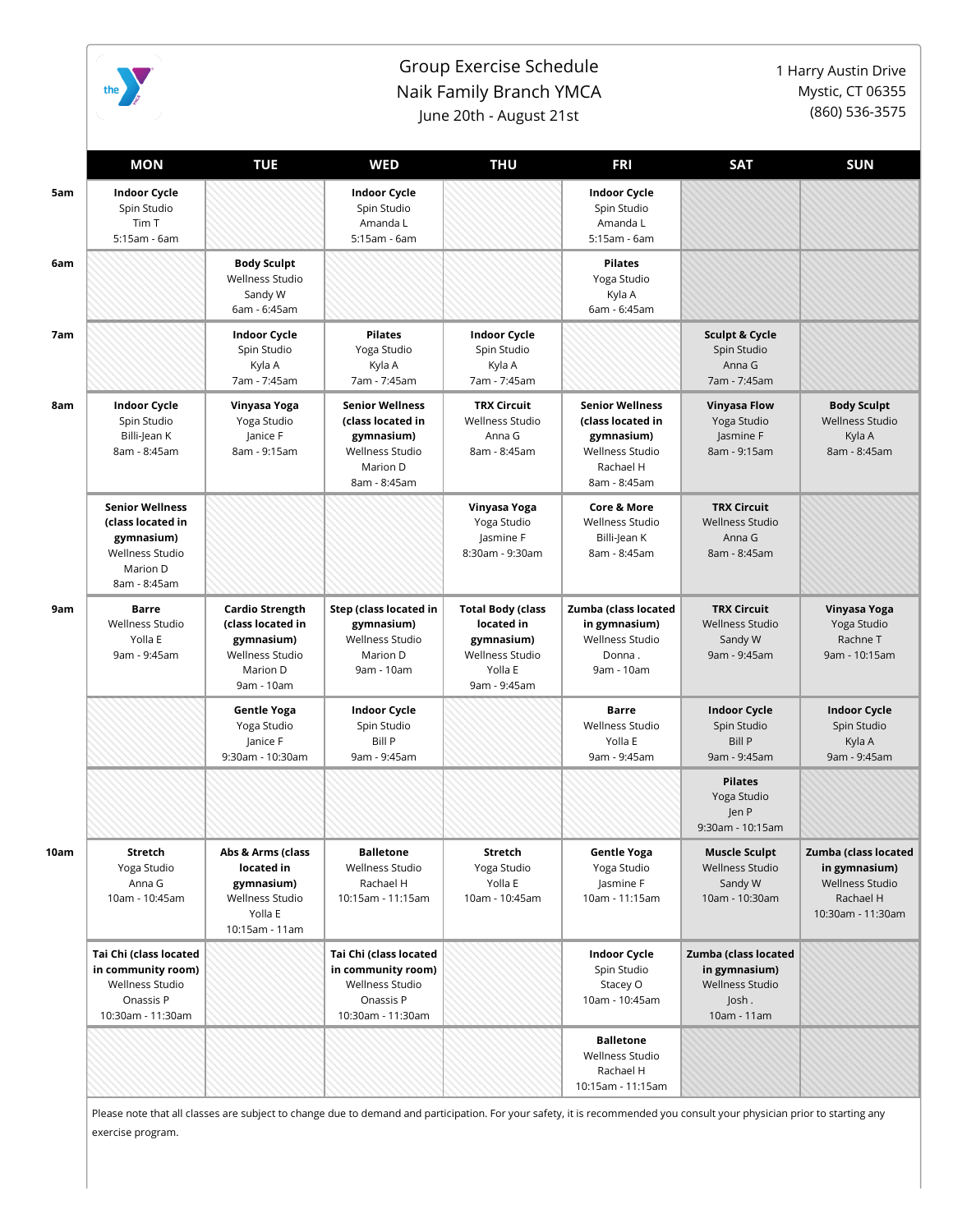# Group Exercise Schedule
## Naik Family Branch YMCA
June 20th - August 21st

1 Harry Austin Drive
Mystic, CT 06355
(860) 536-3575

| | MON | TUE | WED | THU | FRI | SAT | SUN |
|---|---|---|---|---|---|---|---|
| 5am | **Indoor Cycle** Spin Studio Tim T 5:15am - 6am | | **Indoor Cycle** Spin Studio Amanda L 5:15am - 6am | | **Indoor Cycle** Spin Studio Amanda L 5:15am - 6am | | |
| 6am | | **Body Sculpt** Wellness Studio Sandy W 6am - 6:45am | | | **Pilates** Yoga Studio Kyla A 6am - 6:45am | | |
| 7am | | **Indoor Cycle** Spin Studio Kyla A 7am - 7:45am | **Pilates** Yoga Studio Kyla A 7am - 7:45am | **Indoor Cycle** Spin Studio Kyla A 7am - 7:45am | | **Sculpt & Cycle** Spin Studio Anna G 7am - 7:45am | |
| 8am | **Indoor Cycle** Spin Studio Billi-Jean K 8am - 8:45am | **Vinyasa Yoga** Yoga Studio Janice F 8am - 9:15am | **Senior Wellness (class located in gymnasium)** Wellness Studio Marion D 8am - 8:45am | **TRX Circuit** Wellness Studio Anna G 8am - 8:45am | **Senior Wellness (class located in gymnasium)** Wellness Studio Rachael H 8am - 8:45am | **Vinyasa Flow** Yoga Studio Jasmine F 8am - 9:15am | **Body Sculpt** Wellness Studio Kyla A 8am - 8:45am |
| | **Senior Wellness (class located in gymnasium)** Wellness Studio Marion D 8am - 8:45am | | | **Vinyasa Yoga** Yoga Studio Jasmine F 8:30am - 9:30am | **Core & More** Wellness Studio Billi-Jean K 8am - 8:45am | **TRX Circuit** Wellness Studio Anna G 8am - 8:45am | |
| 9am | **Barre** Wellness Studio Yolla E 9am - 9:45am | **Cardio Strength (class located in gymnasium)** Wellness Studio Marion D 9am - 10am | **Step (class located in gymnasium)** Wellness Studio Marion D 9am - 10am | **Total Body (class located in gymnasium)** Wellness Studio Yolla E 9am - 9:45am | **Zumba (class located in gymnasium)** Wellness Studio Donna . 9am - 10am | **TRX Circuit** Wellness Studio Sandy W 9am - 9:45am | **Vinyasa Yoga** Yoga Studio Rachne T 9am - 10:15am |
| | | **Gentle Yoga** Yoga Studio Janice F 9:30am - 10:30am | **Indoor Cycle** Spin Studio Bill P 9am - 9:45am | | **Barre** Wellness Studio Yolla E 9am - 9:45am | **Indoor Cycle** Spin Studio Bill P 9am - 9:45am | **Indoor Cycle** Spin Studio Kyla A 9am - 9:45am |
| | | | | | | **Pilates** Yoga Studio Jen P 9:30am - 10:15am | |
| 10am | **Stretch** Yoga Studio Anna G 10am - 10:45am | **Abs & Arms (class located in gymnasium)** Wellness Studio Yolla E 10:15am - 11am | **Balletone** Wellness Studio Rachael H 10:15am - 11:15am | **Stretch** Yoga Studio Yolla E 10am - 10:45am | **Gentle Yoga** Yoga Studio Jasmine F 10am - 11:15am | **Muscle Sculpt** Wellness Studio Sandy W 10am - 10:30am | **Zumba (class located in gymnasium)** Wellness Studio Rachael H 10:30am - 11:30am |
| | **Tai Chi (class located in community room)** Wellness Studio Onassis P 10:30am - 11:30am | | **Tai Chi (class located in community room)** Wellness Studio Onassis P 10:30am - 11:30am | | **Indoor Cycle** Spin Studio Stacey O 10am - 10:45am | **Zumba (class located in gymnasium)** Wellness Studio Josh . 10am - 11am | |
| | | | | | **Balletone** Wellness Studio Rachael H 10:15am - 11:15am | | |

Please note that all classes are subject to change due to demand and participation. For your safety, it is recommended you consult your physician prior to starting any exercise program.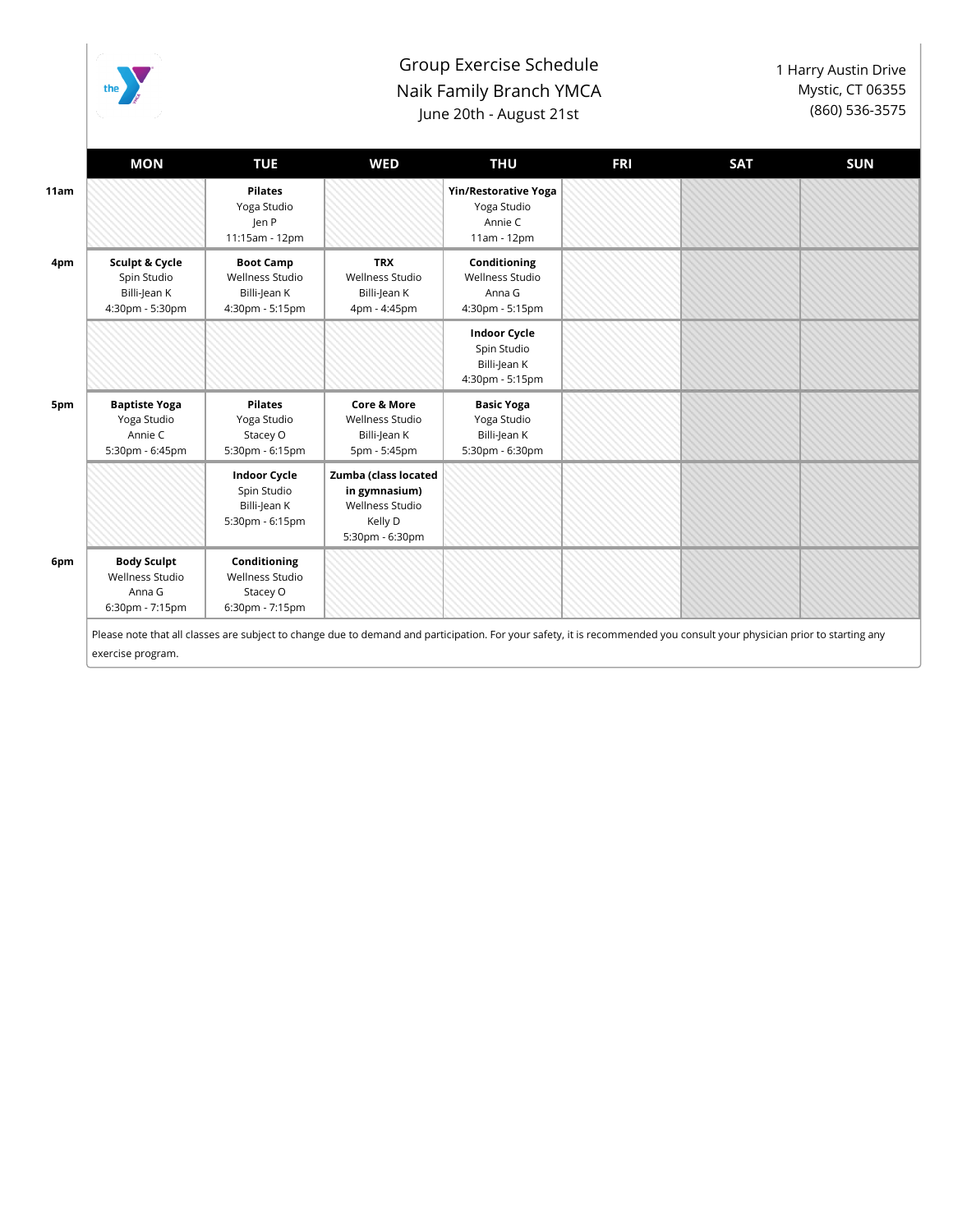# Group Exercise Schedule

## Naik Family Branch YMCA

June 20th - August 21st

1 Harry Austin Drive
Mystic, CT 06355
(860) 536-3575

| | MON | TUE | WED | THU | FRI | SAT | SUN |
|---|---|---|---|---|---|---|---|
| 11am | | **Pilates** Yoga Studio Jen P 11:15am - 12pm | | **Yin/Restorative Yoga** Yoga Studio Annie C 11am - 12pm | | | |
| 4pm | **Sculpt & Cycle** Spin Studio Billi-Jean K 4:30pm - 5:30pm | **Boot Camp** Wellness Studio Billi-Jean K 4:30pm - 5:15pm | **TRX** Wellness Studio Billi-Jean K 4pm - 4:45pm | **Conditioning** Wellness Studio Anna G 4:30pm - 5:15pm | | | |
| | | | | **Indoor Cycle** Spin Studio Billi-Jean K 4:30pm - 5:15pm | | | |
| 5pm | **Baptiste Yoga** Yoga Studio Annie C 5:30pm - 6:45pm | **Pilates** Yoga Studio Stacey O 5:30pm - 6:15pm | **Core & More** Wellness Studio Billi-Jean K 5pm - 5:45pm | **Basic Yoga** Yoga Studio Billi-Jean K 5:30pm - 6:30pm | | | |
| | | **Indoor Cycle** Spin Studio Billi-Jean K 5:30pm - 6:15pm | **Zumba (class located in gymnasium)** Wellness Studio Kelly D 5:30pm - 6:30pm | | | | |
| 6pm | **Body Sculpt** Wellness Studio Anna G 6:30pm - 7:15pm | **Conditioning** Wellness Studio Stacey O 6:30pm - 7:15pm | | | | | |

Please note that all classes are subject to change due to demand and participation. For your safety, it is recommended you consult your physician prior to starting any exercise program.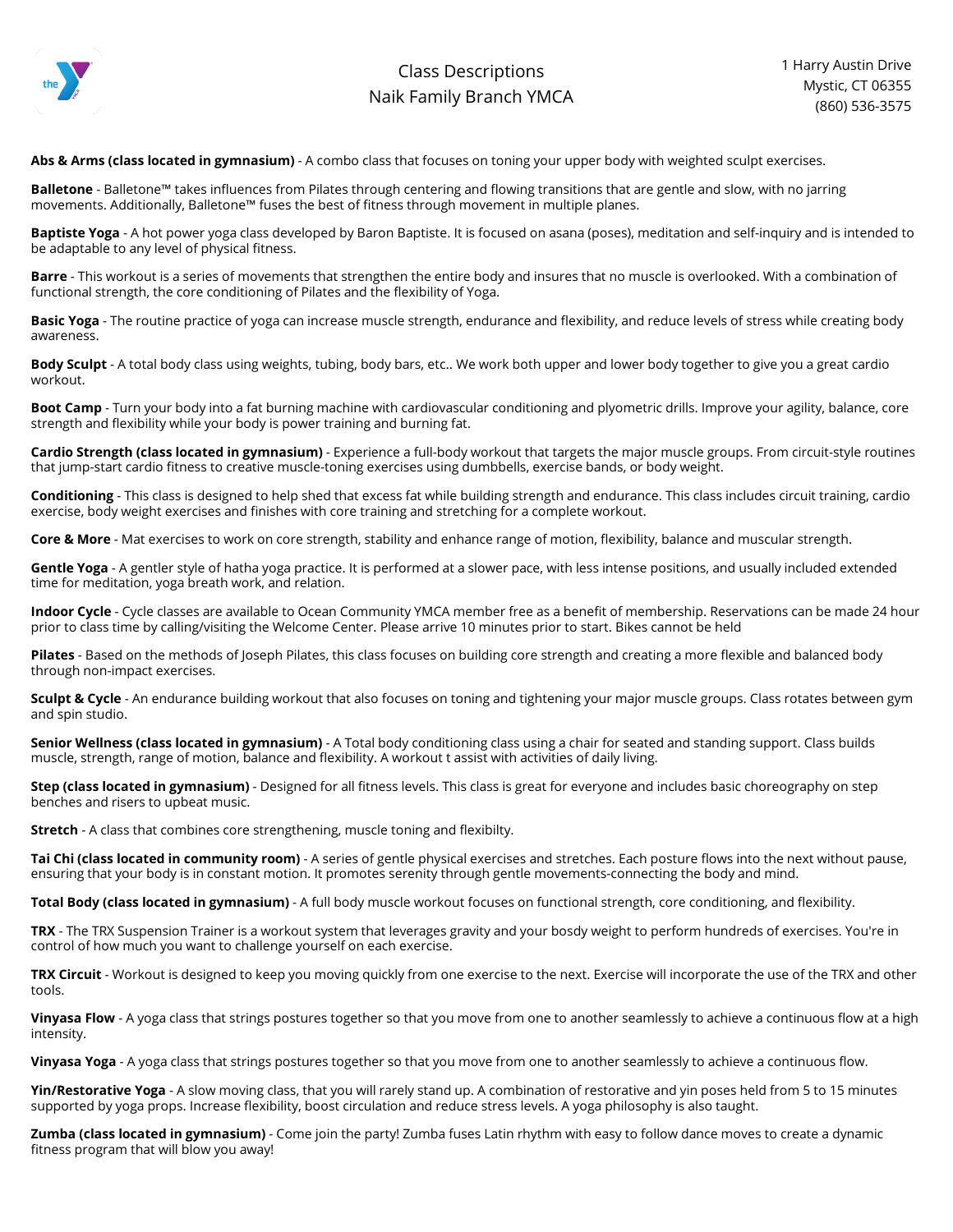# Class Descriptions
## Naik Family Branch YMCA

1 Harry Austin Drive
Mystic, CT 06355
(860) 536-3575

**Abs & Arms (class located in gymnasium)** - A combo class that focuses on toning your upper body with weighted sculpt exercises.

**Balletone** - Balletone™ takes influences from Pilates through centering and flowing transitions that are gentle and slow, with no jarring movements. Additionally, Balletone™ fuses the best of fitness through movement in multiple planes.

**Baptiste Yoga** - A hot power yoga class developed by Baron Baptiste. It is focused on asana (poses), meditation and self-inquiry and is intended to be adaptable to any level of physical fitness.

**Barre** - This workout is a series of movements that strengthen the entire body and insures that no muscle is overlooked. With a combination of functional strength, the core conditioning of Pilates and the flexibility of Yoga.

**Basic Yoga** - The routine practice of yoga can increase muscle strength, endurance and flexibility, and reduce levels of stress while creating body awareness.

**Body Sculpt** - A total body class using weights, tubing, body bars, etc.. We work both upper and lower body together to give you a great cardio workout.

**Boot Camp** - Turn your body into a fat burning machine with cardiovascular conditioning and plyometric drills. Improve your agility, balance, core strength and flexibility while your body is power training and burning fat.

**Cardio Strength (class located in gymnasium)** - Experience a full-body workout that targets the major muscle groups. From circuit-style routines that jump-start cardio fitness to creative muscle-toning exercises using dumbbells, exercise bands, or body weight.

**Conditioning** - This class is designed to help shed that excess fat while building strength and endurance. This class includes circuit training, cardio exercise, body weight exercises and finishes with core training and stretching for a complete workout.

**Core & More** - Mat exercises to work on core strength, stability and enhance range of motion, flexibility, balance and muscular strength.

**Gentle Yoga** - A gentler style of hatha yoga practice. It is performed at a slower pace, with less intense positions, and usually included extended time for meditation, yoga breath work, and relation.

**Indoor Cycle** - Cycle classes are available to Ocean Community YMCA member free as a benefit of membership. Reservations can be made 24 hour prior to class time by calling/visiting the Welcome Center. Please arrive 10 minutes prior to start. Bikes cannot be held

**Pilates** - Based on the methods of Joseph Pilates, this class focuses on building core strength and creating a more flexible and balanced body through non-impact exercises.

**Sculpt & Cycle** - An endurance building workout that also focuses on toning and tightening your major muscle groups. Class rotates between gym and spin studio.

**Senior Wellness (class located in gymnasium)** - A Total body conditioning class using a chair for seated and standing support. Class builds muscle, strength, range of motion, balance and flexibility. A workout t assist with activities of daily living.

**Step (class located in gymnasium)** - Designed for all fitness levels. This class is great for everyone and includes basic choreography on step benches and risers to upbeat music.

**Stretch** - A class that combines core strengthening, muscle toning and flexibilty.

**Tai Chi (class located in community room)** - A series of gentle physical exercises and stretches. Each posture flows into the next without pause, ensuring that your body is in constant motion. It promotes serenity through gentle movements-connecting the body and mind.

**Total Body (class located in gymnasium)** - A full body muscle workout focuses on functional strength, core conditioning, and flexibility.

**TRX** - The TRX Suspension Trainer is a workout system that leverages gravity and your bosdy weight to perform hundreds of exercises. You're in control of how much you want to challenge yourself on each exercise.

**TRX Circuit** - Workout is designed to keep you moving quickly from one exercise to the next. Exercise will incorporate the use of the TRX and other tools.

**Vinyasa Flow** - A yoga class that strings postures together so that you move from one to another seamlessly to achieve a continuous flow at a high intensity.

**Vinyasa Yoga** - A yoga class that strings postures together so that you move from one to another seamlessly to achieve a continuous flow.

**Yin/Restorative Yoga** - A slow moving class, that you will rarely stand up. A combination of restorative and yin poses held from 5 to 15 minutes supported by yoga props. Increase flexibility, boost circulation and reduce stress levels. A yoga philosophy is also taught.

**Zumba (class located in gymnasium)** - Come join the party! Zumba fuses Latin rhythm with easy to follow dance moves to create a dynamic fitness program that will blow you away!